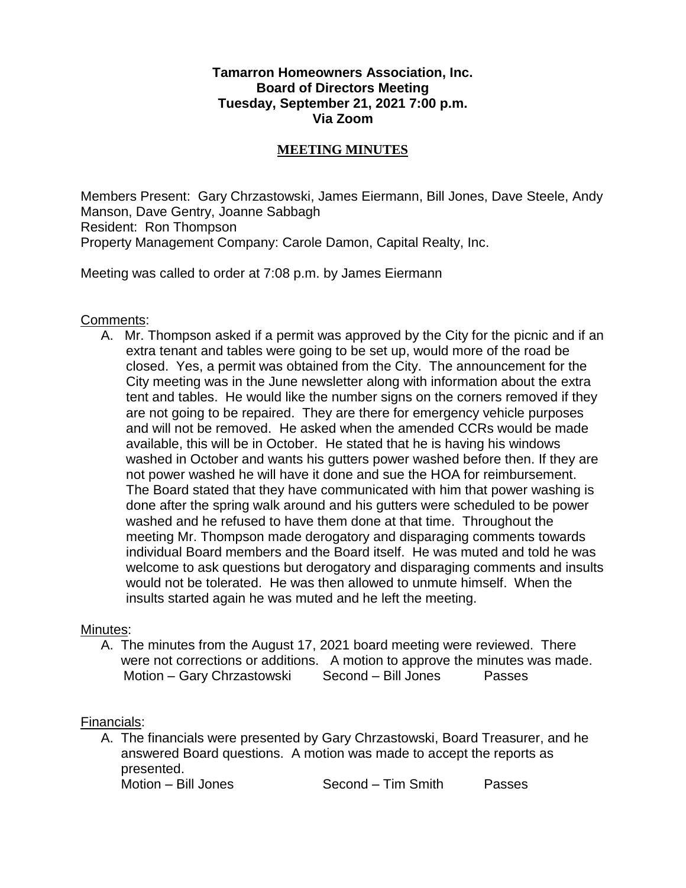**Tamarron Homeowners Association, Inc.**
**Board of Directors Meeting**
**Tuesday, September 21, 2021 7:00 p.m.**
**Via Zoom**

**MEETING MINUTES**

Members Present: Gary Chrzastowski, James Eiermann, Bill Jones, Dave Steele, Andy Manson, Dave Gentry, Joanne Sabbagh
Resident: Ron Thompson
Property Management Company: Carole Damon, Capital Realty, Inc.

Meeting was called to order at 7:08 p.m. by James Eiermann

Comments:

A. Mr. Thompson asked if a permit was approved by the City for the picnic and if an extra tenant and tables were going to be set up, would more of the road be closed. Yes, a permit was obtained from the City. The announcement for the City meeting was in the June newsletter along with information about the extra tent and tables. He would like the number signs on the corners removed if they are not going to be repaired. They are there for emergency vehicle purposes and will not be removed. He asked when the amended CCRs would be made available, this will be in October. He stated that he is having his windows washed in October and wants his gutters power washed before then. If they are not power washed he will have it done and sue the HOA for reimbursement. The Board stated that they have communicated with him that power washing is done after the spring walk around and his gutters were scheduled to be power washed and he refused to have them done at that time. Throughout the meeting Mr. Thompson made derogatory and disparaging comments towards individual Board members and the Board itself. He was muted and told he was welcome to ask questions but derogatory and disparaging comments and insults would not be tolerated. He was then allowed to unmute himself. When the insults started again he was muted and he left the meeting.

Minutes:

A. The minutes from the August 17, 2021 board meeting were reviewed. There were not corrections or additions. A motion to approve the minutes was made.
Motion – Gary Chrzastowski Second – Bill Jones Passes

Financials:

A. The financials were presented by Gary Chrzastowski, Board Treasurer, and he answered Board questions. A motion was made to accept the reports as presented.
Motion – Bill Jones Second – Tim Smith Passes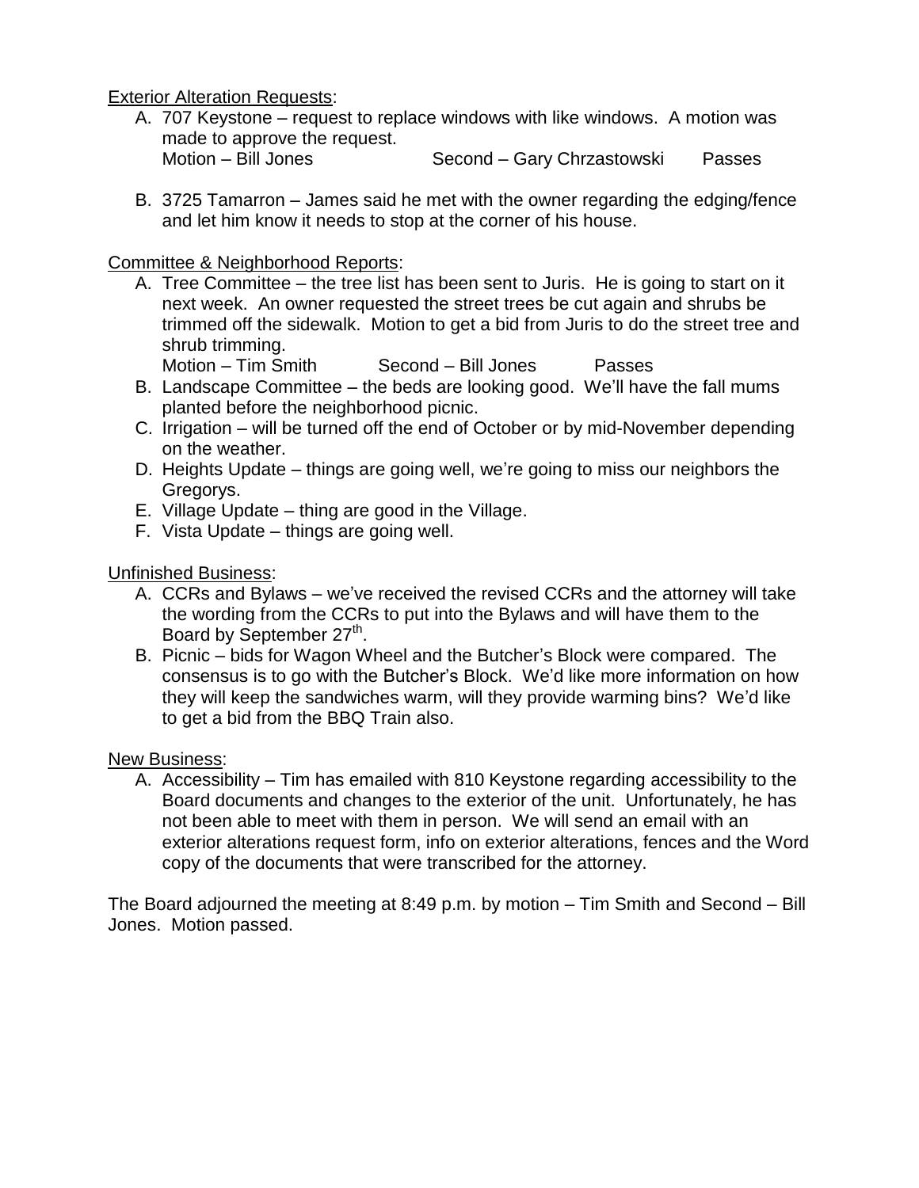<u>Exterior Alteration Requests</u>:

A. 707 Keystone – request to replace windows with like windows. A motion was made to approve the request.
   Motion – Bill Jones Second – Gary Chrzastowski Passes

B. 3725 Tamarron – James said he met with the owner regarding the edging/fence and let him know it needs to stop at the corner of his house.

<u>Committee & Neighborhood Reports</u>:

A. Tree Committee – the tree list has been sent to Juris. He is going to start on it next week. An owner requested the street trees be cut again and shrubs be trimmed off the sidewalk. Motion to get a bid from Juris to do the street tree and shrub trimming.
   Motion – Tim Smith Second – Bill Jones Passes
B. Landscape Committee – the beds are looking good. We'll have the fall mums planted before the neighborhood picnic.
C. Irrigation – will be turned off the end of October or by mid-November depending on the weather.
D. Heights Update – things are going well, we're going to miss our neighbors the Gregorys.
E. Village Update – thing are good in the Village.
F. Vista Update – things are going well.

<u>Unfinished Business</u>:

A. CCRs and Bylaws – we've received the revised CCRs and the attorney will take the wording from the CCRs to put into the Bylaws and will have them to the Board by September 27th.
B. Picnic – bids for Wagon Wheel and the Butcher's Block were compared. The consensus is to go with the Butcher's Block. We'd like more information on how they will keep the sandwiches warm, will they provide warming bins? We'd like to get a bid from the BBQ Train also.

<u>New Business</u>:

A. Accessibility – Tim has emailed with 810 Keystone regarding accessibility to the Board documents and changes to the exterior of the unit. Unfortunately, he has not been able to meet with them in person. We will send an email with an exterior alterations request form, info on exterior alterations, fences and the Word copy of the documents that were transcribed for the attorney.

The Board adjourned the meeting at 8:49 p.m. by motion – Tim Smith and Second – Bill Jones. Motion passed.